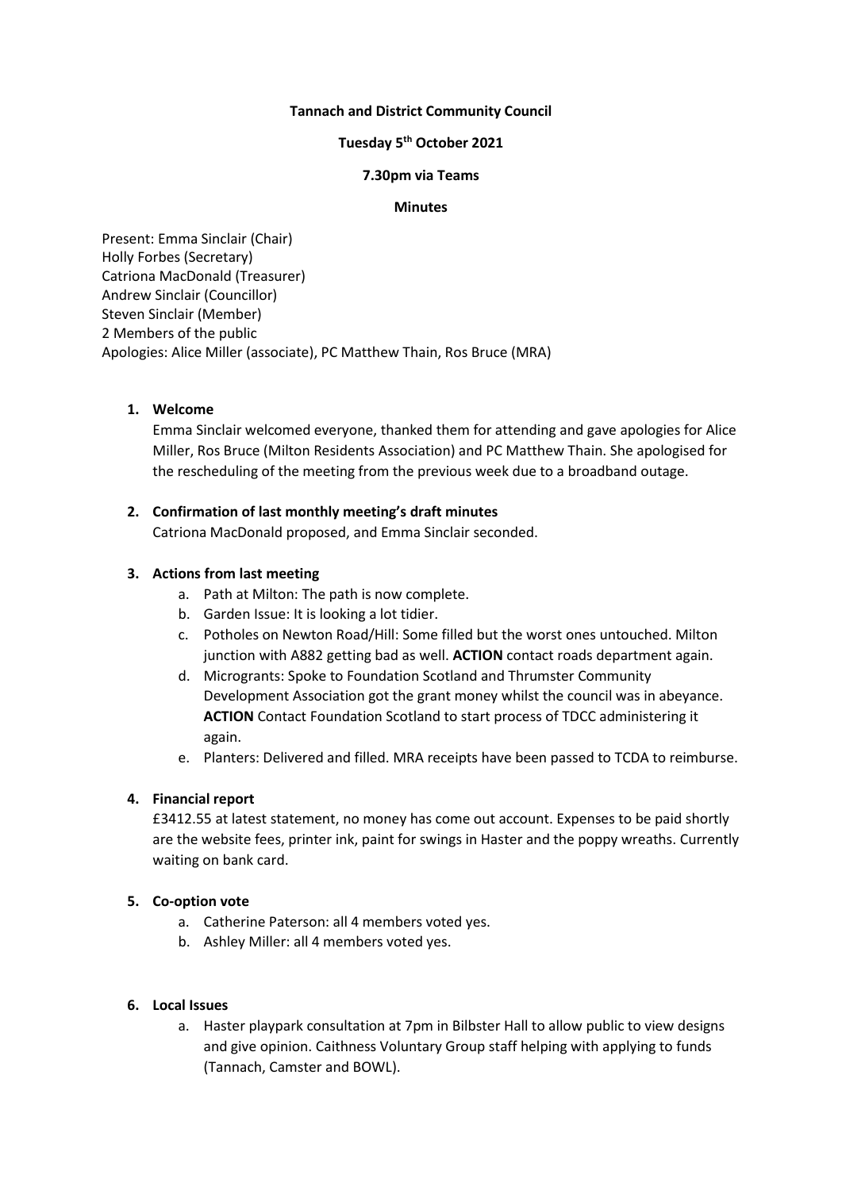**Tannach and District Community Council**

**Tuesday 5th October 2021**

**7.30pm via Teams**

**Minutes**

Present: Emma Sinclair (Chair)
Holly Forbes (Secretary)
Catriona MacDonald (Treasurer)
Andrew Sinclair (Councillor)
Steven Sinclair (Member)
2 Members of the public
Apologies: Alice Miller (associate), PC Matthew Thain, Ros Bruce (MRA)

1. **Welcome**
   Emma Sinclair welcomed everyone, thanked them for attending and gave apologies for Alice Miller, Ros Bruce (Milton Residents Association) and PC Matthew Thain. She apologised for the rescheduling of the meeting from the previous week due to a broadband outage.

2. **Confirmation of last monthly meeting's draft minutes**
   Catriona MacDonald proposed, and Emma Sinclair seconded.

3. **Actions from last meeting**
   a. Path at Milton: The path is now complete.
   b. Garden Issue: It is looking a lot tidier.
   c. Potholes on Newton Road/Hill: Some filled but the worst ones untouched. Milton junction with A882 getting bad as well. **ACTION** contact roads department again.
   d. Micrograints: Spoke to Foundation Scotland and Thrumster Community Development Association got the grant money whilst the council was in abeyance. **ACTION** Contact Foundation Scotland to start process of TDCC administering it again.
   e. Planters: Delivered and filled. MRA receipts have been passed to TCDA to reimburse.

4. **Financial report**
   £3412.55 at latest statement, no money has come out account. Expenses to be paid shortly are the website fees, printer ink, paint for swings in Haster and the poppy wreaths. Currently waiting on bank card.

5. **Co-option vote**
   a. Catherine Paterson: all 4 members voted yes.
   b. Ashley Miller: all 4 members voted yes.

6. **Local Issues**
   a. Haster playpark consultation at 7pm in Bilbster Hall to allow public to view designs and give opinion. Caithness Voluntary Group staff helping with applying to funds (Tannach, Camster and BOWL).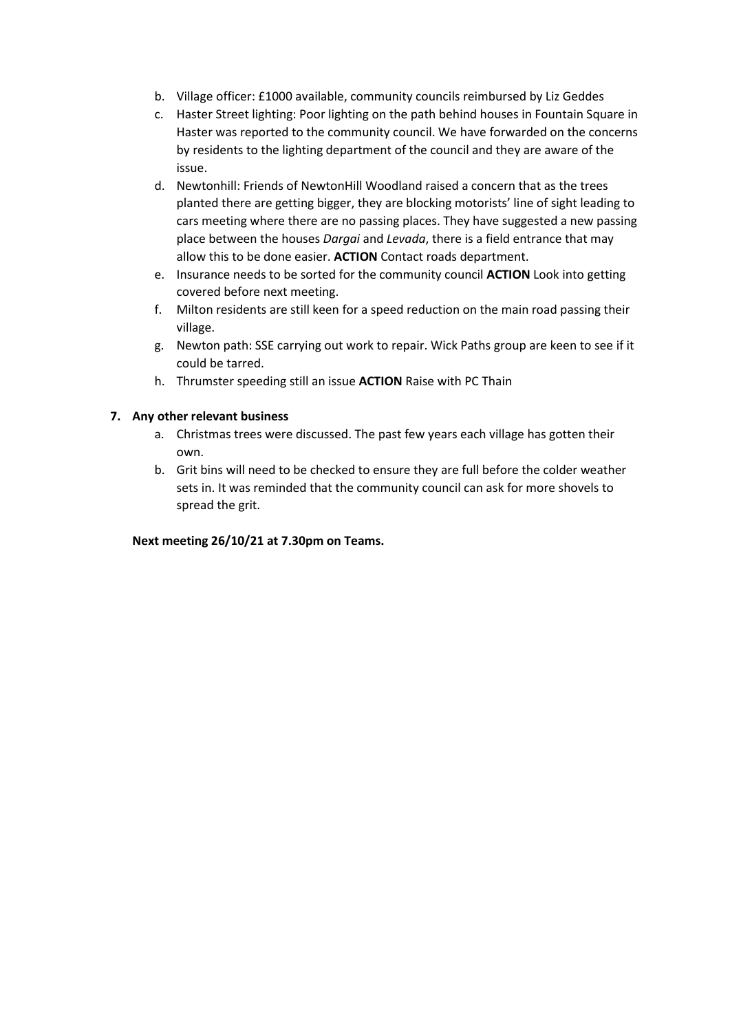b. Village officer: £1000 available, community councils reimbursed by Liz Geddes
c. Haster Street lighting: Poor lighting on the path behind houses in Fountain Square in Haster was reported to the community council. We have forwarded on the concerns by residents to the lighting department of the council and they are aware of the issue.
d. Newtonhill: Friends of NewtonHill Woodland raised a concern that as the trees planted there are getting bigger, they are blocking motorists' line of sight leading to cars meeting where there are no passing places. They have suggested a new passing place between the houses *Dargai* and *Levada*, there is a field entrance that may allow this to be done easier. **ACTION** Contact roads department.
e. Insurance needs to be sorted for the community council **ACTION** Look into getting covered before next meeting.
f. Milton residents are still keen for a speed reduction on the main road passing their village.
g. Newton path: SSE carrying out work to repair. Wick Paths group are keen to see if it could be tarred.
h. Thrumster speeding still an issue **ACTION** Raise with PC Thain

**7. Any other relevant business**

a. Christmas trees were discussed. The past few years each village has gotten their own.
b. Grit bins will need to be checked to ensure they are full before the colder weather sets in. It was reminded that the community council can ask for more shovels to spread the grit.

**Next meeting 26/10/21 at 7.30pm on Teams.**